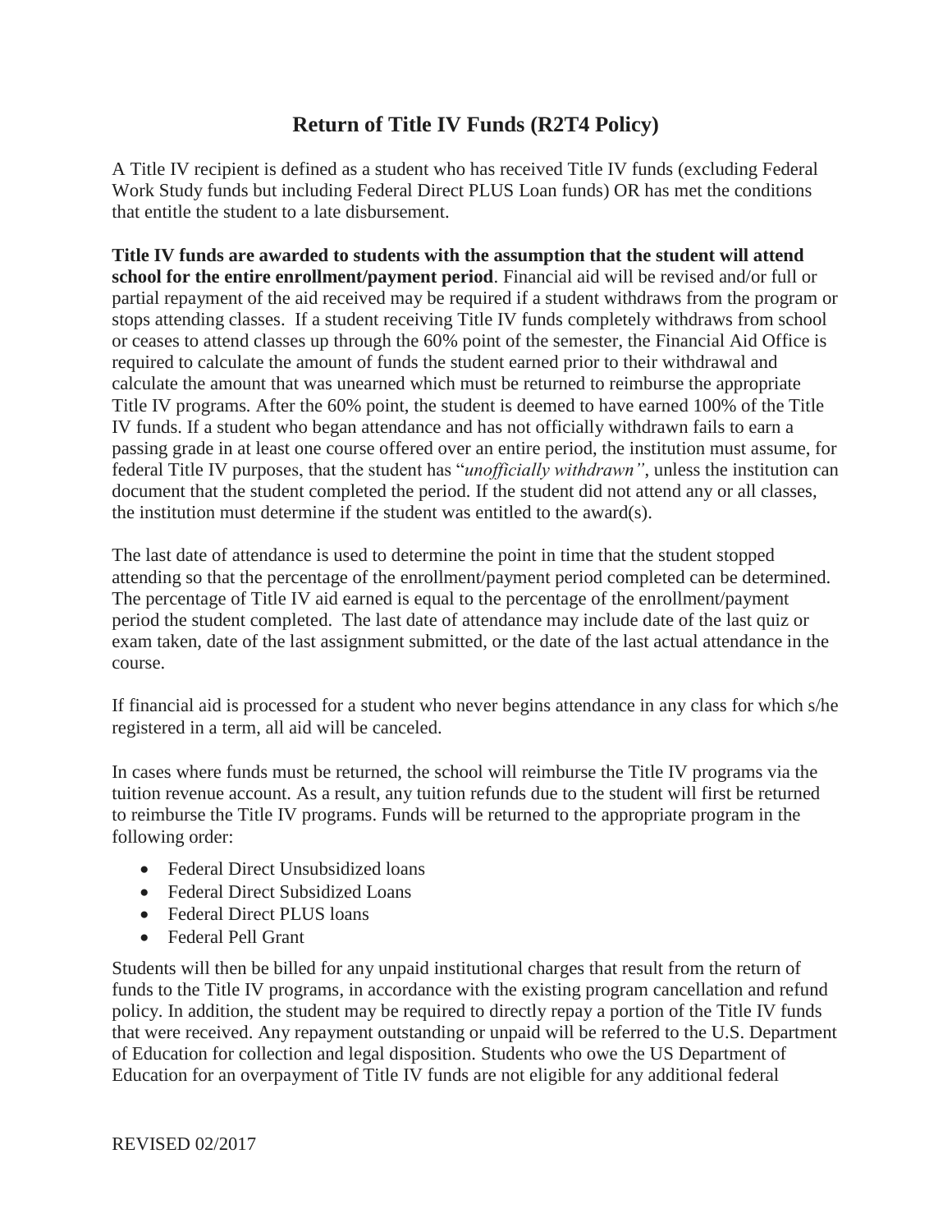# Return of Title IV Funds (R2T4 Policy)

A Title IV recipient is defined as a student who has received Title IV funds (excluding Federal Work Study funds but including Federal Direct PLUS Loan funds) OR has met the conditions that entitle the student to a late disbursement.

**Title IV funds are awarded to students with the assumption that the student will attend school for the entire enrollment/payment period**. Financial aid will be revised and/or full or partial repayment of the aid received may be required if a student withdraws from the program or stops attending classes. If a student receiving Title IV funds completely withdraws from school or ceases to attend classes up through the 60% point of the semester, the Financial Aid Office is required to calculate the amount of funds the student earned prior to their withdrawal and calculate the amount that was unearned which must be returned to reimburse the appropriate Title IV programs. After the 60% point, the student is deemed to have earned 100% of the Title IV funds. If a student who began attendance and has not officially withdrawn fails to earn a passing grade in at least one course offered over an entire period, the institution must assume, for federal Title IV purposes, that the student has "*unofficially withdrawn"*, unless the institution can document that the student completed the period. If the student did not attend any or all classes, the institution must determine if the student was entitled to the award(s).

The last date of attendance is used to determine the point in time that the student stopped attending so that the percentage of the enrollment/payment period completed can be determined. The percentage of Title IV aid earned is equal to the percentage of the enrollment/payment period the student completed. The last date of attendance may include date of the last quiz or exam taken, date of the last assignment submitted, or the date of the last actual attendance in the course.

If financial aid is processed for a student who never begins attendance in any class for which s/he registered in a term, all aid will be canceled.

In cases where funds must be returned, the school will reimburse the Title IV programs via the tuition revenue account. As a result, any tuition refunds due to the student will first be returned to reimburse the Title IV programs. Funds will be returned to the appropriate program in the following order:

- Federal Direct Unsubsidized loans
- Federal Direct Subsidized Loans
- Federal Direct PLUS loans
- Federal Pell Grant

Students will then be billed for any unpaid institutional charges that result from the return of funds to the Title IV programs, in accordance with the existing program cancellation and refund policy. In addition, the student may be required to directly repay a portion of the Title IV funds that were received. Any repayment outstanding or unpaid will be referred to the U.S. Department of Education for collection and legal disposition. Students who owe the US Department of Education for an overpayment of Title IV funds are not eligible for any additional federal

REVISED 02/2017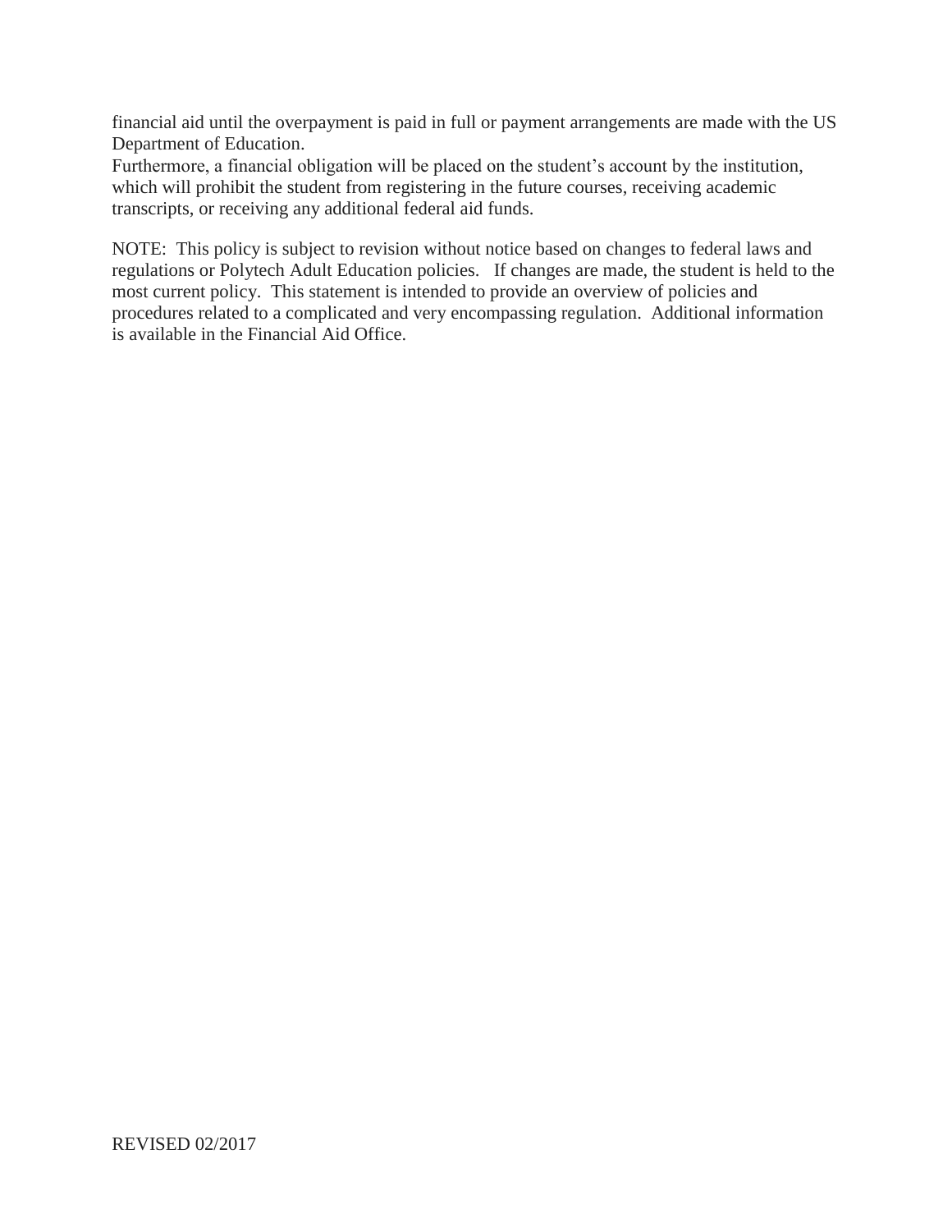financial aid until the overpayment is paid in full or payment arrangements are made with the US Department of Education.

Furthermore, a financial obligation will be placed on the student's account by the institution, which will prohibit the student from registering in the future courses, receiving academic transcripts, or receiving any additional federal aid funds.

NOTE: This policy is subject to revision without notice based on changes to federal laws and regulations or Polytech Adult Education policies. If changes are made, the student is held to the most current policy. This statement is intended to provide an overview of policies and procedures related to a complicated and very encompassing regulation. Additional information is available in the Financial Aid Office.

REVISED 02/2017